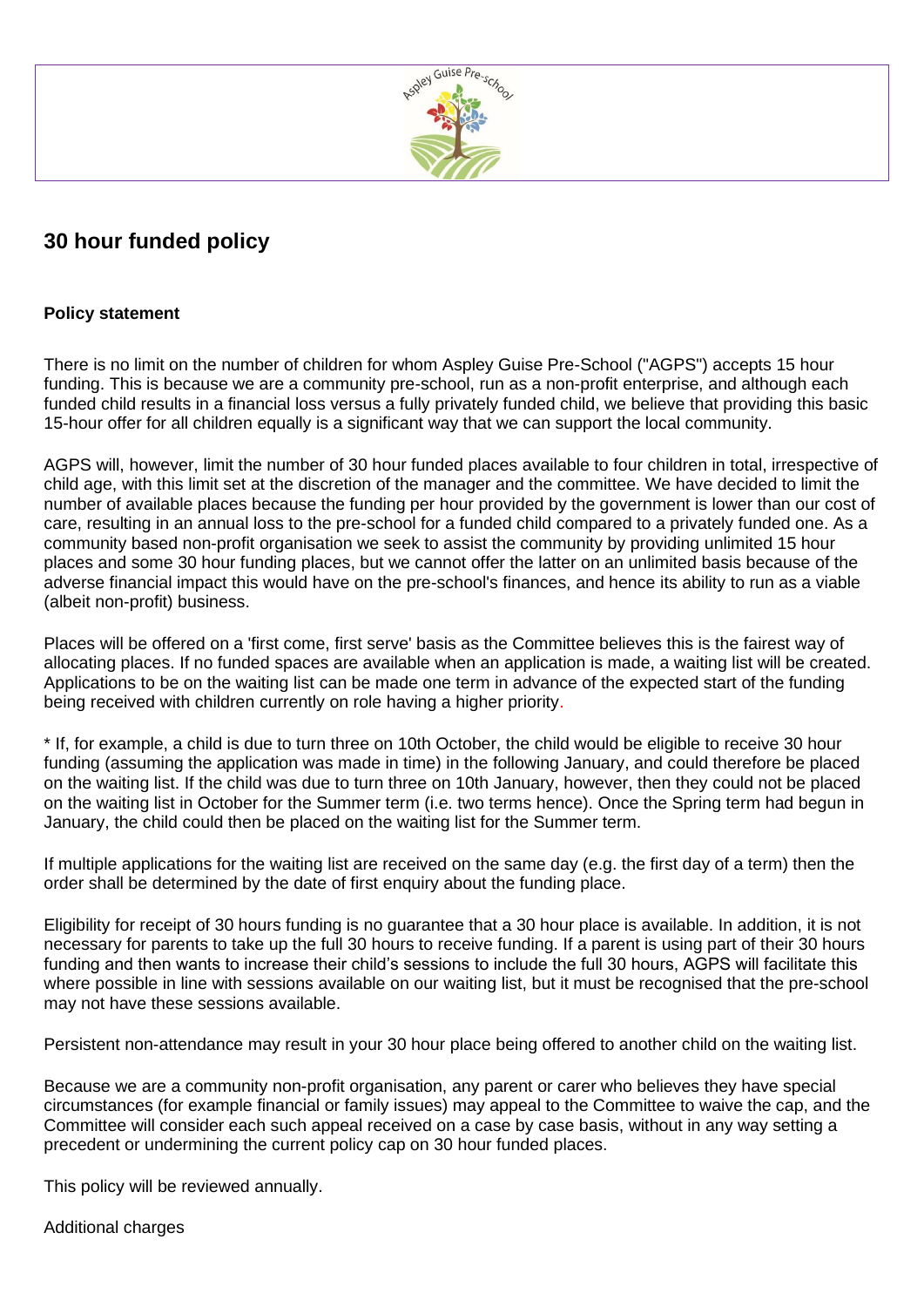## 30 hour funded policy

**Policy statement**

There is no limit on the number of children for whom Aspley Guise Pre-School ("AGPS") accepts 15 hour funding. This is because we are a community pre-school, run as a non-profit enterprise, and although each funded child results in a financial loss versus a fully privately funded child, we believe that providing this basic 15-hour offer for all children equally is a significant way that we can support the local community.

AGPS will, however, limit the number of 30 hour funded places available to four children in total, irrespective of child age, with this limit set at the discretion of the manager and the committee. We have decided to limit the number of available places because the funding per hour provided by the government is lower than our cost of care, resulting in an annual loss to the pre-school for a funded child compared to a privately funded one. As a community based non-profit organisation we seek to assist the community by providing unlimited 15 hour places and some 30 hour funding places, but we cannot offer the latter on an unlimited basis because of the adverse financial impact this would have on the pre-school's finances, and hence its ability to run as a viable (albeit non-profit) business.

Places will be offered on a 'first come, first serve' basis as the Committee believes this is the fairest way of allocating places. If no funded spaces are available when an application is made, a waiting list will be created. Applications to be on the waiting list can be made one term in advance of the expected start of the funding being received with children currently on role having a higher priority.

* If, for example, a child is due to turn three on 10th October, the child would be eligible to receive 30 hour funding (assuming the application was made in time) in the following January, and could therefore be placed on the waiting list. If the child was due to turn three on 10th January, however, then they could not be placed on the waiting list in October for the Summer term (i.e. two terms hence). Once the Spring term had begun in January, the child could then be placed on the waiting list for the Summer term.

If multiple applications for the waiting list are received on the same day (e.g. the first day of a term) then the order shall be determined by the date of first enquiry about the funding place.

Eligibility for receipt of 30 hours funding is no guarantee that a 30 hour place is available. In addition, it is not necessary for parents to take up the full 30 hours to receive funding. If a parent is using part of their 30 hours funding and then wants to increase their child's sessions to include the full 30 hours, AGPS will facilitate this where possible in line with sessions available on our waiting list, but it must be recognised that the pre-school may not have these sessions available.

Persistent non-attendance may result in your 30 hour place being offered to another child on the waiting list.

Because we are a community non-profit organisation, any parent or carer who believes they have special circumstances (for example financial or family issues) may appeal to the Committee to waive the cap, and the Committee will consider each such appeal received on a case by case basis, without in any way setting a precedent or undermining the current policy cap on 30 hour funded places.

This policy will be reviewed annually.

Additional charges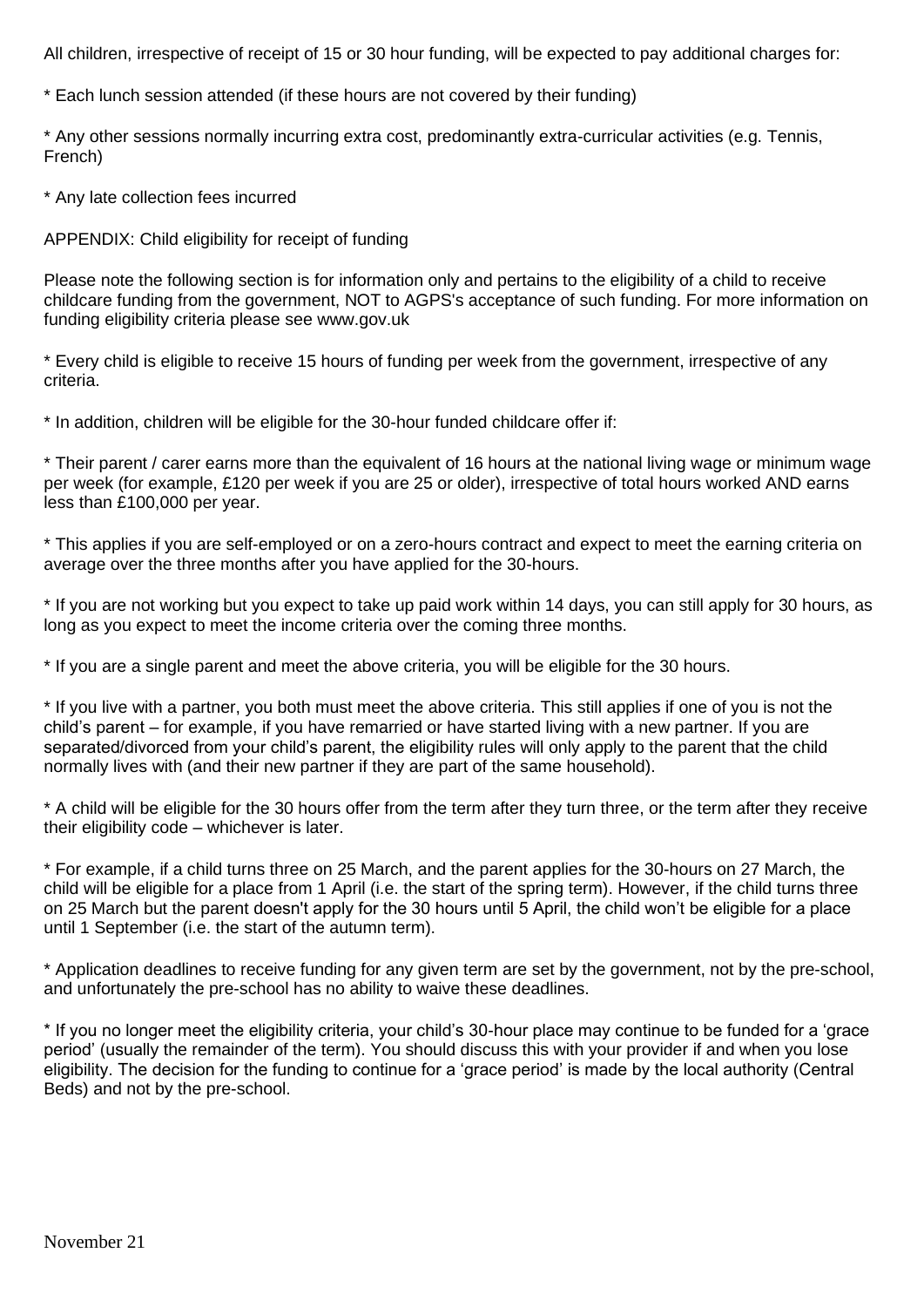All children, irrespective of receipt of 15 or 30 hour funding, will be expected to pay additional charges for:

* Each lunch session attended (if these hours are not covered by their funding)

* Any other sessions normally incurring extra cost, predominantly extra-curricular activities (e.g. Tennis, French)

* Any late collection fees incurred

APPENDIX: Child eligibility for receipt of funding

Please note the following section is for information only and pertains to the eligibility of a child to receive childcare funding from the government, NOT to AGPS's acceptance of such funding. For more information on funding eligibility criteria please see www.gov.uk

* Every child is eligible to receive 15 hours of funding per week from the government, irrespective of any criteria.

* In addition, children will be eligible for the 30-hour funded childcare offer if:

* Their parent / carer earns more than the equivalent of 16 hours at the national living wage or minimum wage per week (for example, £120 per week if you are 25 or older), irrespective of total hours worked AND earns less than £100,000 per year.

* This applies if you are self-employed or on a zero-hours contract and expect to meet the earning criteria on average over the three months after you have applied for the 30-hours.

* If you are not working but you expect to take up paid work within 14 days, you can still apply for 30 hours, as long as you expect to meet the income criteria over the coming three months.

* If you are a single parent and meet the above criteria, you will be eligible for the 30 hours.

* If you live with a partner, you both must meet the above criteria. This still applies if one of you is not the child's parent – for example, if you have remarried or have started living with a new partner. If you are separated/divorced from your child's parent, the eligibility rules will only apply to the parent that the child normally lives with (and their new partner if they are part of the same household).

* A child will be eligible for the 30 hours offer from the term after they turn three, or the term after they receive their eligibility code – whichever is later.

* For example, if a child turns three on 25 March, and the parent applies for the 30-hours on 27 March, the child will be eligible for a place from 1 April (i.e. the start of the spring term). However, if the child turns three on 25 March but the parent doesn't apply for the 30 hours until 5 April, the child won't be eligible for a place until 1 September (i.e. the start of the autumn term).

* Application deadlines to receive funding for any given term are set by the government, not by the pre-school, and unfortunately the pre-school has no ability to waive these deadlines.

* If you no longer meet the eligibility criteria, your child's 30-hour place may continue to be funded for a 'grace period' (usually the remainder of the term). You should discuss this with your provider if and when you lose eligibility. The decision for the funding to continue for a 'grace period' is made by the local authority (Central Beds) and not by the pre-school.

November 21